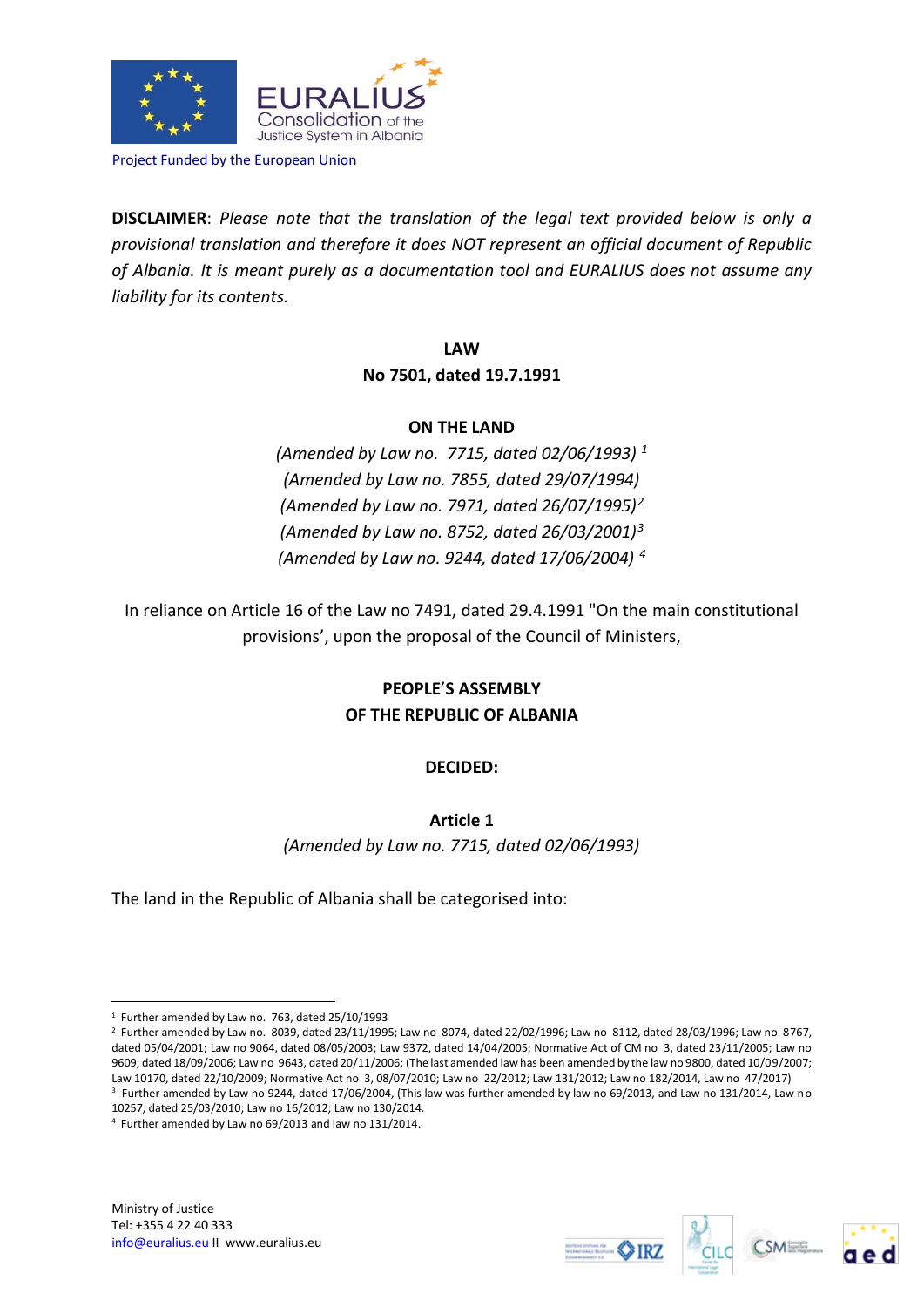Project Funded by the European Union

**DISCLAIMER**: *Please note that the translation of the legal text provided below is only a provisional translation and therefore it does NOT represent an official document of Republic of Albania. It is meant purely as a documentation tool and EURALIUS does not assume any liability for its contents.*

# LAW
# No 7501, dated 19.7.1991

## ON THE LAND

*(Amended by Law no. 7715, dated 02/06/1993)* [1]
*(Amended by Law no. 7855, dated 29/07/1994)*
*(Amended by Law no. 7971, dated 26/07/1995)*[2]
*(Amended by Law no. 8752, dated 26/03/2001)*[3]
*(Amended by Law no. 9244, dated 17/06/2004)* [4]

In reliance on Article 16 of the Law no 7491, dated 29.4.1991 "On the main constitutional provisions', upon the proposal of the Council of Ministers,

**PEOPLE'S ASSEMBLY**
**OF THE REPUBLIC OF ALBANIA**

**DECIDED:**

### Article 1
*(Amended by Law no. 7715, dated 02/06/1993)*

The land in the Republic of Albania shall be categorised into:

---

[1] Further amended by Law no. 763, dated 25/10/1993

[2] Further amended by Law no. 8039, dated 23/11/1995; Law no 8074, dated 22/02/1996; Law no 8112, dated 28/03/1996; Law no 8767, dated 05/04/2001; Law no 9064, dated 08/05/2003; Law 9372, dated 14/04/2005; Normative Act of CM no 3, dated 23/11/2005; Law no 9609, dated 18/09/2006; Law no 9643, dated 20/11/2006; (The last amended law has been amended by the law no 9800, dated 10/09/2007; Law 10170, dated 22/10/2009; Normative Act no 3, 08/07/2010; Law no 22/2012; Law 131/2012; Law no 182/2014, Law no 47/2017)

[3] Further amended by Law no 9244, dated 17/06/2004, (This law was further amended by law no 69/2013, and Law no 131/2014, Law no 10257, dated 25/03/2010; Law no 16/2012; Law no 130/2014.

[4] Further amended by Law no 69/2013 and law no 131/2014.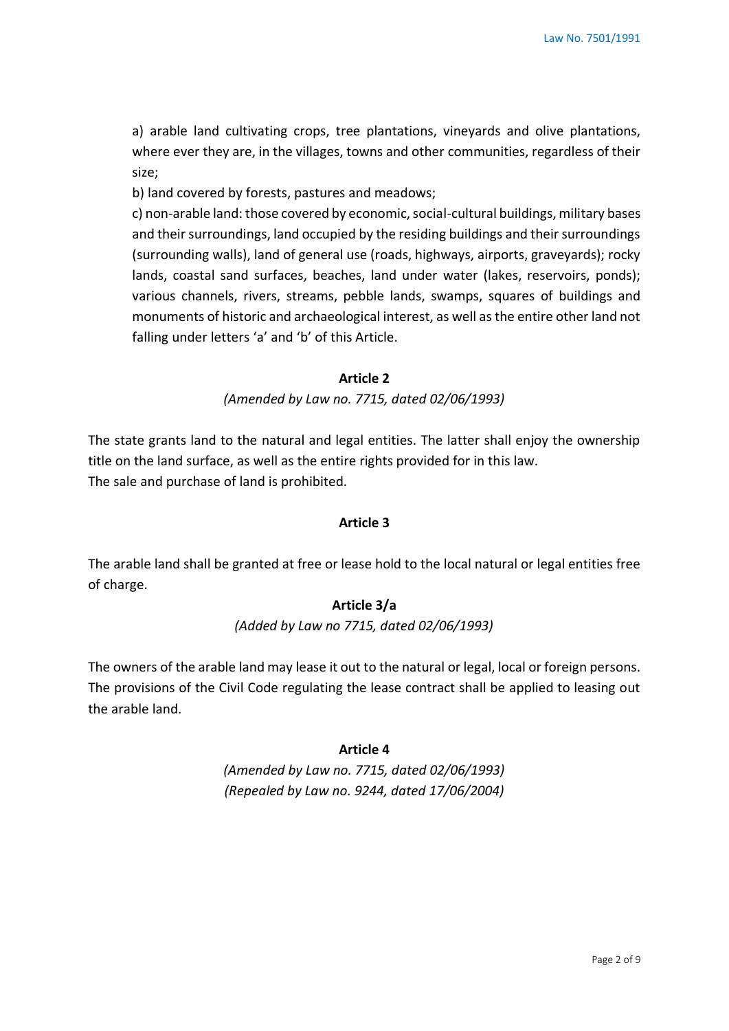a) arable land cultivating crops, tree plantations, vineyards and olive plantations, where ever they are, in the villages, towns and other communities, regardless of their size;

b) land covered by forests, pastures and meadows;

c) non-arable land: those covered by economic, social-cultural buildings, military bases and their surroundings, land occupied by the residing buildings and their surroundings (surrounding walls), land of general use (roads, highways, airports, graveyards); rocky lands, coastal sand surfaces, beaches, land under water (lakes, reservoirs, ponds); various channels, rivers, streams, pebble lands, swamps, squares of buildings and monuments of historic and archaeological interest, as well as the entire other land not falling under letters 'a' and 'b' of this Article.

### Article 2

*(Amended by Law no. 7715, dated 02/06/1993)*

The state grants land to the natural and legal entities. The latter shall enjoy the ownership title on the land surface, as well as the entire rights provided for in this law.
The sale and purchase of land is prohibited.

### Article 3

The arable land shall be granted at free or lease hold to the local natural or legal entities free of charge.

### Article 3/a

*(Added by Law no 7715, dated 02/06/1993)*

The owners of the arable land may lease it out to the natural or legal, local or foreign persons. The provisions of the Civil Code regulating the lease contract shall be applied to leasing out the arable land.

### Article 4

*(Amended by Law no. 7715, dated 02/06/1993)*
*(Repealed by Law no. 9244, dated 17/06/2004)*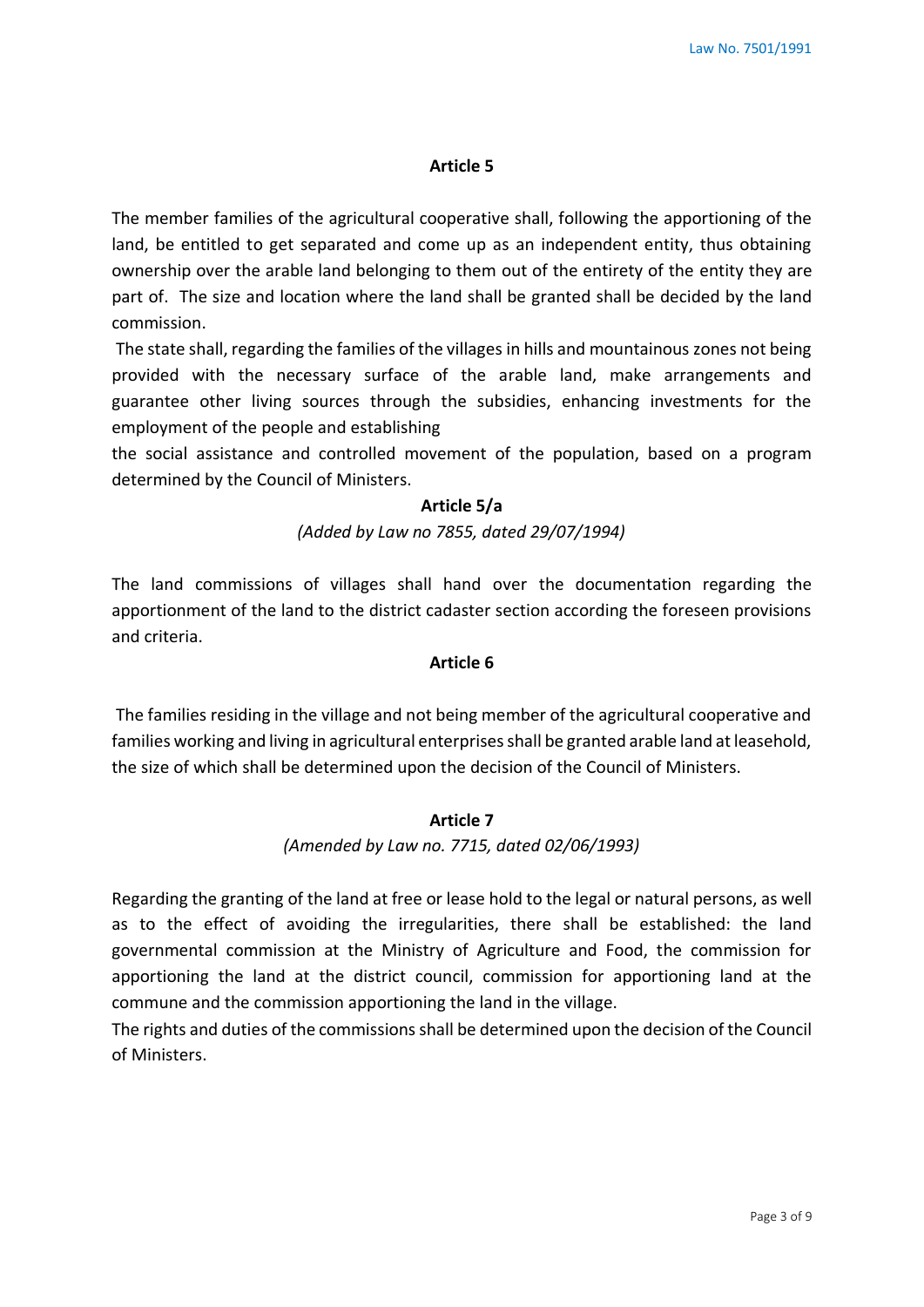### Article 5

The member families of the agricultural cooperative shall, following the apportioning of the land, be entitled to get separated and come up as an independent entity, thus obtaining ownership over the arable land belonging to them out of the entirety of the entity they are part of. The size and location where the land shall be granted shall be decided by the land commission.

The state shall, regarding the families of the villages in hills and mountainous zones not being provided with the necessary surface of the arable land, make arrangements and guarantee other living sources through the subsidies, enhancing investments for the employment of the people and establishing the social assistance and controlled movement of the population, based on a program determined by the Council of Ministers.

### Article 5/a

*(Added by Law no 7855, dated 29/07/1994)*

The land commissions of villages shall hand over the documentation regarding the apportionment of the land to the district cadaster section according the foreseen provisions and criteria.

### Article 6

The families residing in the village and not being member of the agricultural cooperative and families working and living in agricultural enterprises shall be granted arable land at leasehold, the size of which shall be determined upon the decision of the Council of Ministers.

### Article 7

*(Amended by Law no. 7715, dated 02/06/1993)*

Regarding the granting of the land at free or lease hold to the legal or natural persons, as well as to the effect of avoiding the irregularities, there shall be established: the land governmental commission at the Ministry of Agriculture and Food, the commission for apportioning the land at the district council, commission for apportioning land at the commune and the commission apportioning the land in the village.

The rights and duties of the commissions shall be determined upon the decision of the Council of Ministers.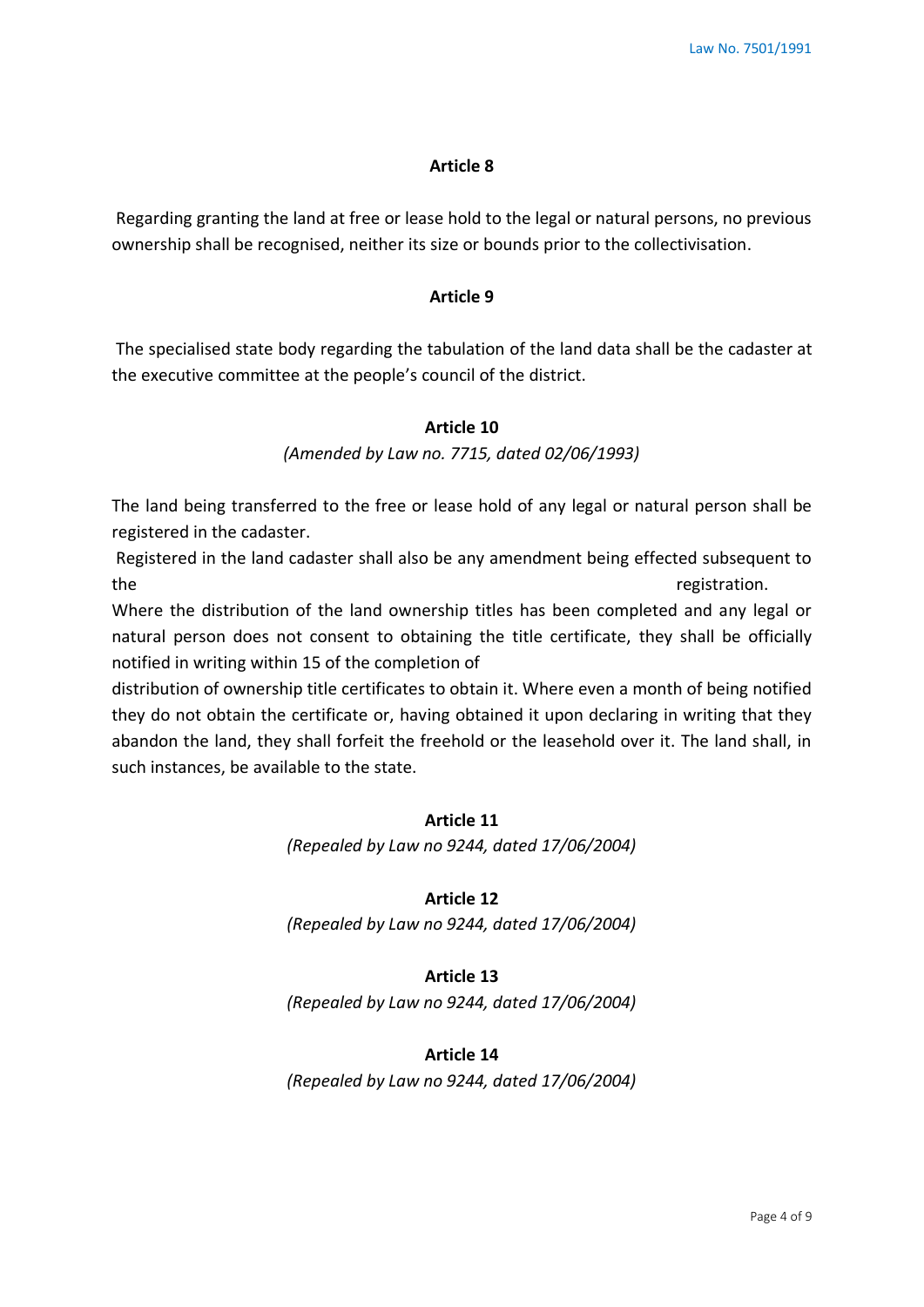## Article 8

Regarding granting the land at free or lease hold to the legal or natural persons, no previous ownership shall be recognised, neither its size or bounds prior to the collectivisation.

## Article 9

The specialised state body regarding the tabulation of the land data shall be the cadaster at the executive committee at the people's council of the district.

## Article 10

*(Amended by Law no. 7715, dated 02/06/1993)*

The land being transferred to the free or lease hold of any legal or natural person shall be registered in the cadaster.

Registered in the land cadaster shall also be any amendment being effected subsequent to the registration.

Where the distribution of the land ownership titles has been completed and any legal or natural person does not consent to obtaining the title certificate, they shall be officially notified in writing within 15 of the completion of distribution of ownership title certificates to obtain it. Where even a month of being notified they do not obtain the certificate or, having obtained it upon declaring in writing that they abandon the land, they shall forfeit the freehold or the leasehold over it. The land shall, in such instances, be available to the state.

## Article 11

*(Repealed by Law no 9244, dated 17/06/2004)*

## Article 12

*(Repealed by Law no 9244, dated 17/06/2004)*

## Article 13

*(Repealed by Law no 9244, dated 17/06/2004)*

## Article 14

*(Repealed by Law no 9244, dated 17/06/2004)*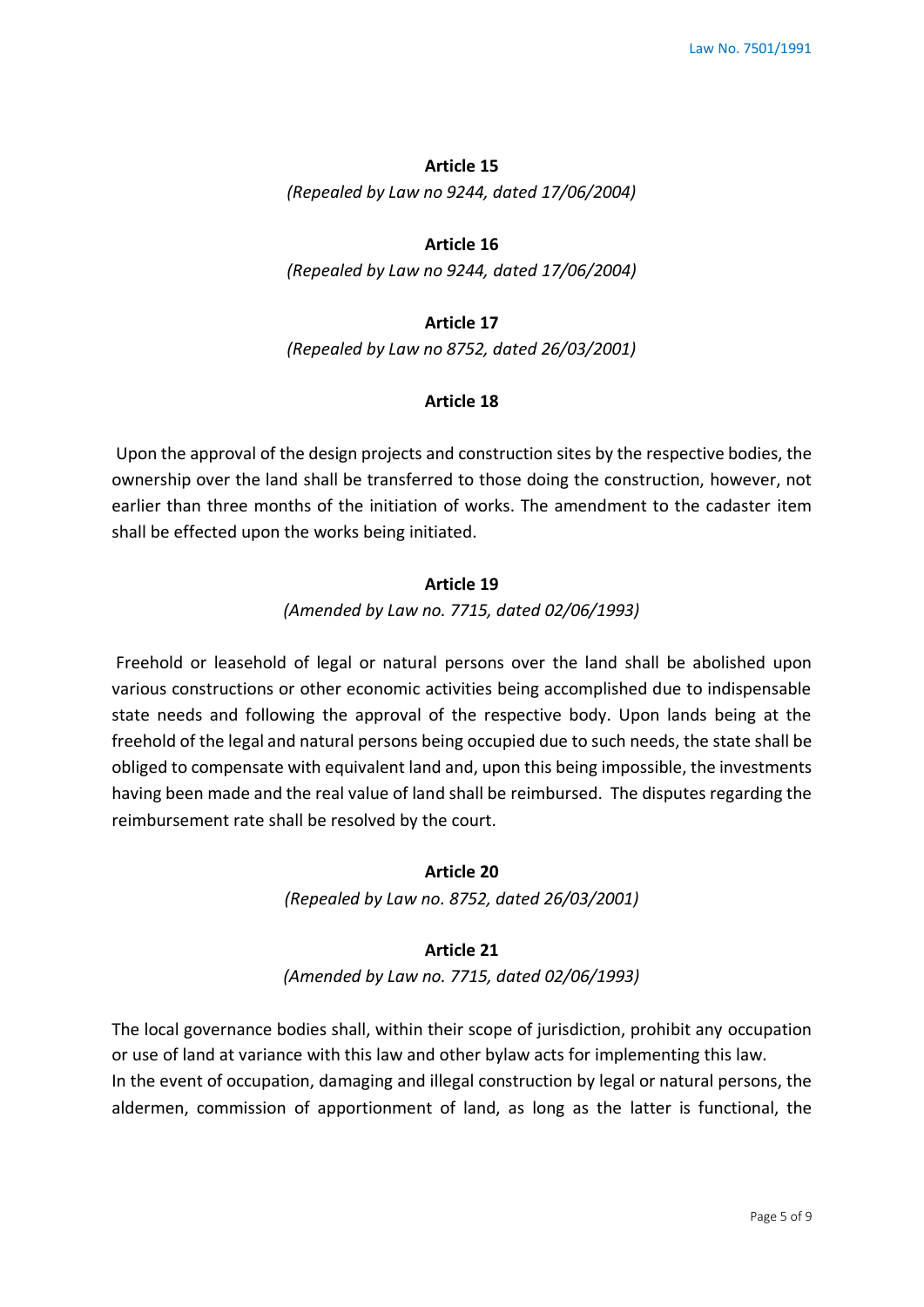**Article 15**

*(Repealed by Law no 9244, dated 17/06/2004)*

**Article 16**

*(Repealed by Law no 9244, dated 17/06/2004)*

**Article 17**

*(Repealed by Law no 8752, dated 26/03/2001)*

**Article 18**

Upon the approval of the design projects and construction sites by the respective bodies, the ownership over the land shall be transferred to those doing the construction, however, not earlier than three months of the initiation of works. The amendment to the cadaster item shall be effected upon the works being initiated.

**Article 19**

*(Amended by Law no. 7715, dated 02/06/1993)*

Freehold or leasehold of legal or natural persons over the land shall be abolished upon various constructions or other economic activities being accomplished due to indispensable state needs and following the approval of the respective body. Upon lands being at the freehold of the legal and natural persons being occupied due to such needs, the state shall be obliged to compensate with equivalent land and, upon this being impossible, the investments having been made and the real value of land shall be reimbursed. The disputes regarding the reimbursement rate shall be resolved by the court.

**Article 20**

*(Repealed by Law no. 8752, dated 26/03/2001)*

**Article 21**

*(Amended by Law no. 7715, dated 02/06/1993)*

The local governance bodies shall, within their scope of jurisdiction, prohibit any occupation or use of land at variance with this law and other bylaw acts for implementing this law.
In the event of occupation, damaging and illegal construction by legal or natural persons, the aldermen, commission of apportionment of land, as long as the latter is functional, the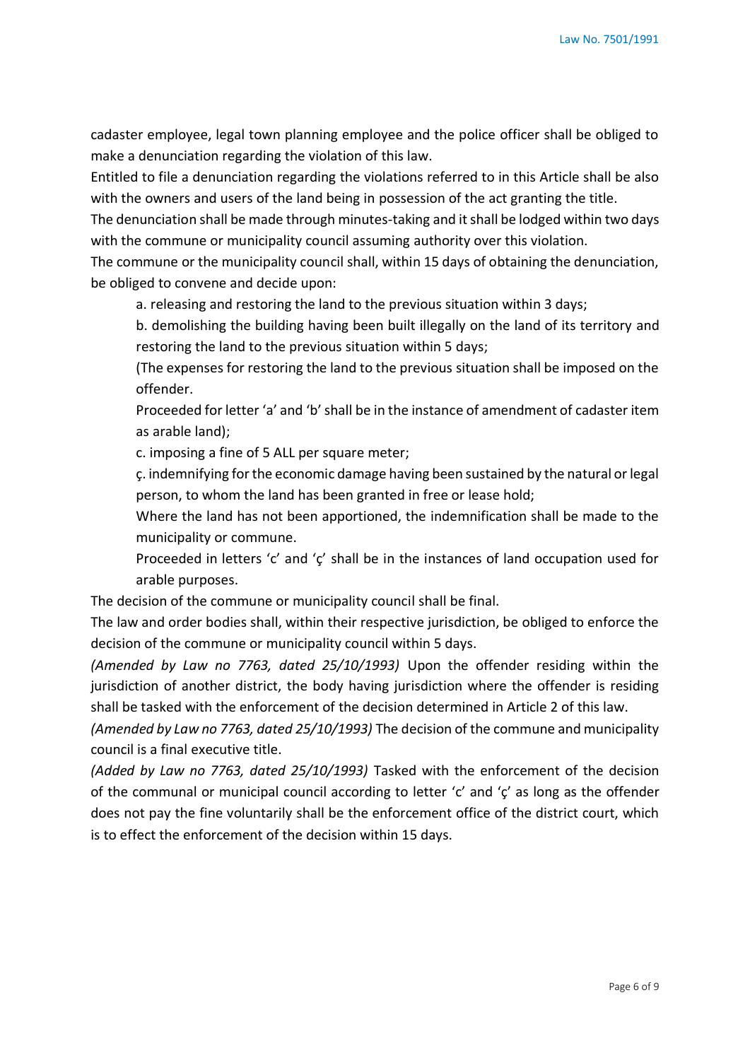cadaster employee, legal town planning employee and the police officer shall be obliged to make a denunciation regarding the violation of this law.

Entitled to file a denunciation regarding the violations referred to in this Article shall be also with the owners and users of the land being in possession of the act granting the title.

The denunciation shall be made through minutes-taking and it shall be lodged within two days with the commune or municipality council assuming authority over this violation.

The commune or the municipality council shall, within 15 days of obtaining the denunciation, be obliged to convene and decide upon:

a. releasing and restoring the land to the previous situation within 3 days;

b. demolishing the building having been built illegally on the land of its territory and restoring the land to the previous situation within 5 days;

(The expenses for restoring the land to the previous situation shall be imposed on the offender.

Proceeded for letter 'a' and 'b' shall be in the instance of amendment of cadaster item as arable land);

c. imposing a fine of 5 ALL per square meter;

ç. indemnifying for the economic damage having been sustained by the natural or legal person, to whom the land has been granted in free or lease hold;

Where the land has not been apportioned, the indemnification shall be made to the municipality or commune.

Proceeded in letters 'c' and 'ç' shall be in the instances of land occupation used for arable purposes.

The decision of the commune or municipality council shall be final.

The law and order bodies shall, within their respective jurisdiction, be obliged to enforce the decision of the commune or municipality council within 5 days.

*(Amended by Law no 7763, dated 25/10/1993)* Upon the offender residing within the jurisdiction of another district, the body having jurisdiction where the offender is residing shall be tasked with the enforcement of the decision determined in Article 2 of this law.

*(Amended by Law no 7763, dated 25/10/1993)* The decision of the commune and municipality council is a final executive title.

*(Added by Law no 7763, dated 25/10/1993)* Tasked with the enforcement of the decision of the communal or municipal council according to letter 'c' and 'ç' as long as the offender does not pay the fine voluntarily shall be the enforcement office of the district court, which is to effect the enforcement of the decision within 15 days.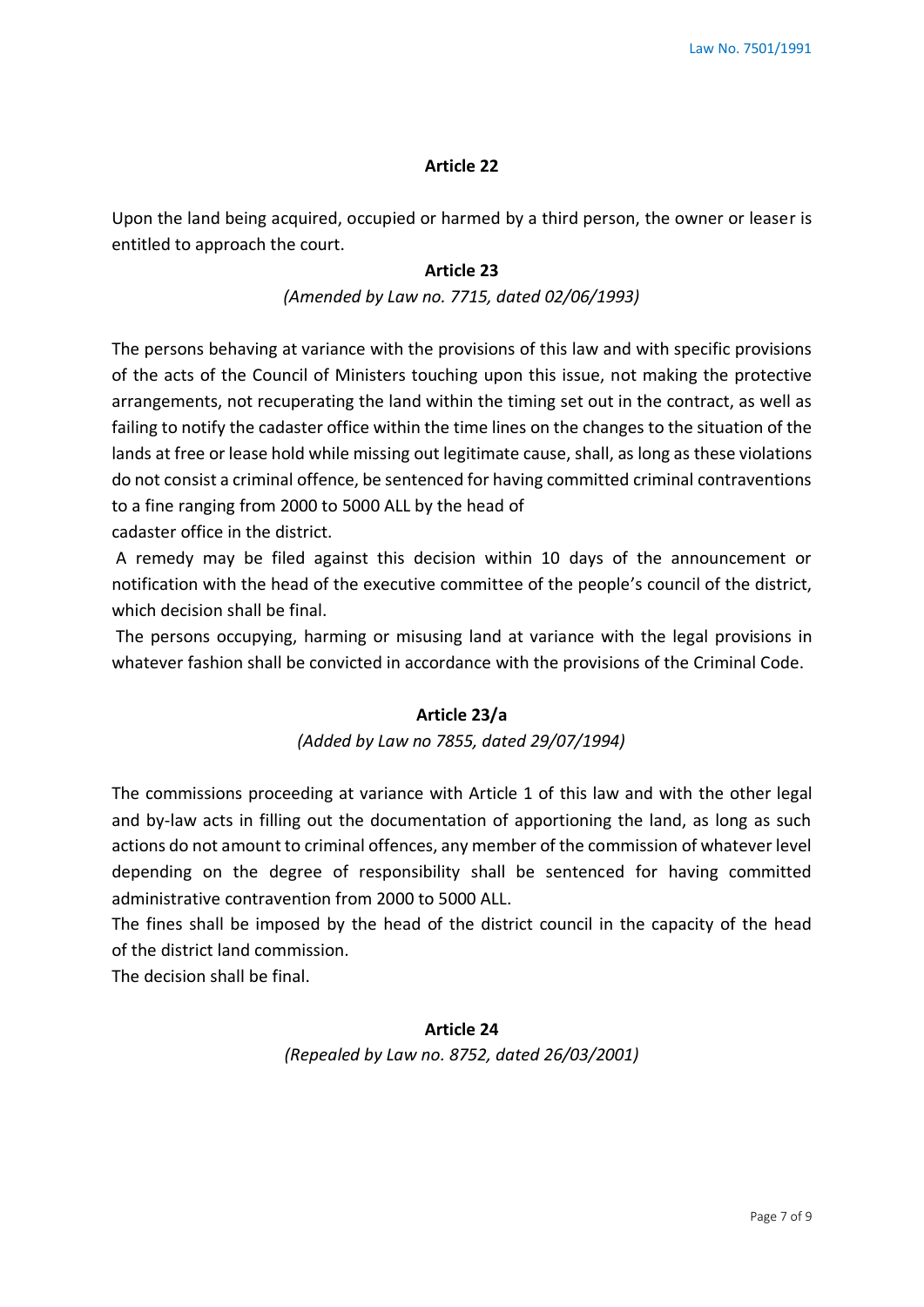## Article 22

Upon the land being acquired, occupied or harmed by a third person, the owner or leaser is entitled to approach the court.

## Article 23

*(Amended by Law no. 7715, dated 02/06/1993)*

The persons behaving at variance with the provisions of this law and with specific provisions of the acts of the Council of Ministers touching upon this issue, not making the protective arrangements, not recuperating the land within the timing set out in the contract, as well as failing to notify the cadaster office within the time lines on the changes to the situation of the lands at free or lease hold while missing out legitimate cause, shall, as long as these violations do not consist a criminal offence, be sentenced for having committed criminal contraventions to a fine ranging from 2000 to 5000 ALL by the head of cadaster office in the district.

A remedy may be filed against this decision within 10 days of the announcement or notification with the head of the executive committee of the people's council of the district, which decision shall be final.

The persons occupying, harming or misusing land at variance with the legal provisions in whatever fashion shall be convicted in accordance with the provisions of the Criminal Code.

## Article 23/a

*(Added by Law no 7855, dated 29/07/1994)*

The commissions proceeding at variance with Article 1 of this law and with the other legal and by-law acts in filling out the documentation of apportioning the land, as long as such actions do not amount to criminal offences, any member of the commission of whatever level depending on the degree of responsibility shall be sentenced for having committed administrative contravention from 2000 to 5000 ALL.

The fines shall be imposed by the head of the district council in the capacity of the head of the district land commission.

The decision shall be final.

## Article 24

*(Repealed by Law no. 8752, dated 26/03/2001)*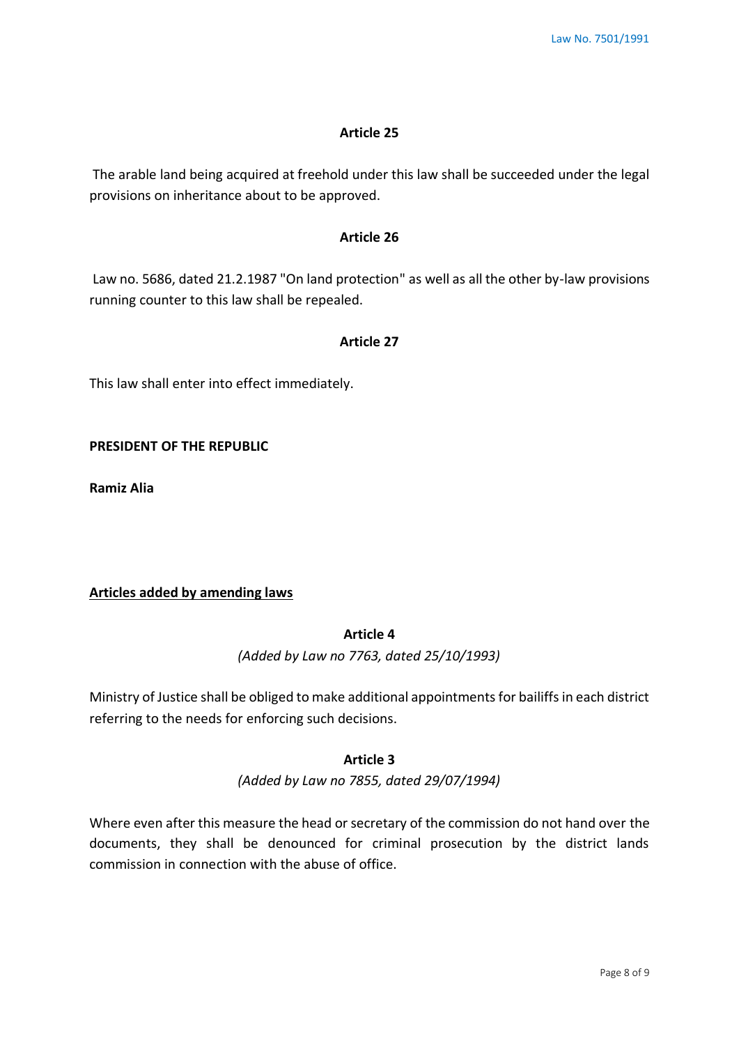### Article 25

The arable land being acquired at freehold under this law shall be succeeded under the legal provisions on inheritance about to be approved.

### Article 26

Law no. 5686, dated 21.2.1987 "On land protection" as well as all the other by-law provisions running counter to this law shall be repealed.

### Article 27

This law shall enter into effect immediately.

**PRESIDENT OF THE REPUBLIC**

**Ramiz Alia**

**Articles added by amending laws**

### Article 4

*(Added by Law no 7763, dated 25/10/1993)*

Ministry of Justice shall be obliged to make additional appointments for bailiffs in each district referring to the needs for enforcing such decisions.

### Article 3

*(Added by Law no 7855, dated 29/07/1994)*

Where even after this measure the head or secretary of the commission do not hand over the documents, they shall be denounced for criminal prosecution by the district lands commission in connection with the abuse of office.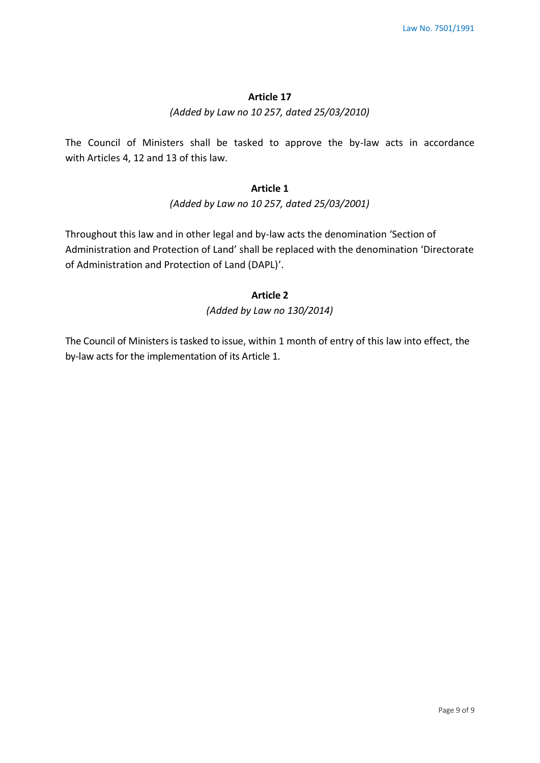**Article 17**

*(Added by Law no 10 257, dated 25/03/2010)*

The Council of Ministers shall be tasked to approve the by-law acts in accordance with Articles 4, 12 and 13 of this law.

**Article 1**

*(Added by Law no 10 257, dated 25/03/2001)*

Throughout this law and in other legal and by-law acts the denomination 'Section of Administration and Protection of Land' shall be replaced with the denomination 'Directorate of Administration and Protection of Land (DAPL)'.

**Article 2**

*(Added by Law no 130/2014)*

The Council of Ministers is tasked to issue, within 1 month of entry of this law into effect, the by-law acts for the implementation of its Article 1.